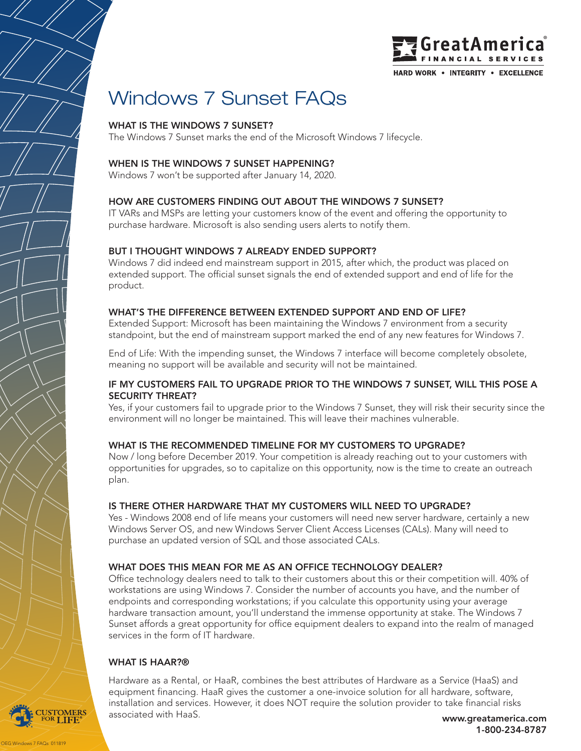# Windows 7 Sunset FAQs

### WHAT IS THE WINDOWS 7 SUNSET?

The Windows 7 Sunset marks the end of the Microsoft Windows 7 lifecycle.

### WHEN IS THE WINDOWS 7 SUNSET HAPPENING?

Windows 7 won't be supported after January 14, 2020.

### HOW ARE CUSTOMERS FINDING OUT ABOUT THE WINDOWS 7 SUNSET?

IT VARs and MSPs are letting your customers know of the event and offering the opportunity to purchase hardware. Microsoft is also sending users alerts to notify them.

### BUT I THOUGHT WINDOWS 7 ALREADY ENDED SUPPORT?

Windows 7 did indeed end mainstream support in 2015, after which, the product was placed on extended support. The official sunset signals the end of extended support and end of life for the product.

### WHAT'S THE DIFFERENCE BETWEEN EXTENDED SUPPORT AND END OF LIFE?

Extended Support: Microsoft has been maintaining the Windows 7 environment from a security standpoint, but the end of mainstream support marked the end of any new features for Windows 7.

End of Life: With the impending sunset, the Windows 7 interface will become completely obsolete, meaning no support will be available and security will not be maintained.

### IF MY CUSTOMERS FAIL TO UPGRADE PRIOR TO THE WINDOWS 7 SUNSET, WILL THIS POSE A SECURITY THREAT?

Yes, if your customers fail to upgrade prior to the Windows 7 Sunset, they will risk their security since the environment will no longer be maintained. This will leave their machines vulnerable.

### WHAT IS THE RECOMMENDED TIMELINE FOR MY CUSTOMERS TO UPGRADE?

Now / long before December 2019. Your competition is already reaching out to your customers with opportunities for upgrades, so to capitalize on this opportunity, now is the time to create an outreach plan.

### IS THERE OTHER HARDWARE THAT MY CUSTOMERS WILL NEED TO UPGRADE?

Yes - Windows 2008 end of life means your customers will need new server hardware, certainly a new Windows Server OS, and new Windows Server Client Access Licenses (CALs). Many will need to purchase an updated version of SQL and those associated CALs.

### WHAT DOES THIS MEAN FOR ME AS AN OFFICE TECHNOLOGY DEALER?

Office technology dealers need to talk to their customers about this or their competition will. 40% of workstations are using Windows 7. Consider the number of accounts you have, and the number of endpoints and corresponding workstations; if you calculate this opportunity using your average hardware transaction amount, you'll understand the immense opportunity at stake. The Windows 7 Sunset affords a great opportunity for office equipment dealers to expand into the realm of managed services in the form of IT hardware.

### WHAT IS HAAR?®

Hardware as a Rental, or HaaR, combines the best attributes of Hardware as a Service (HaaS) and equipment financing. HaaR gives the customer a one-invoice solution for all hardware, software, installation and services. However, it does NOT require the solution provider to take financial risks associated with HaaS.

www.greatamerica.com
1-800-234-8787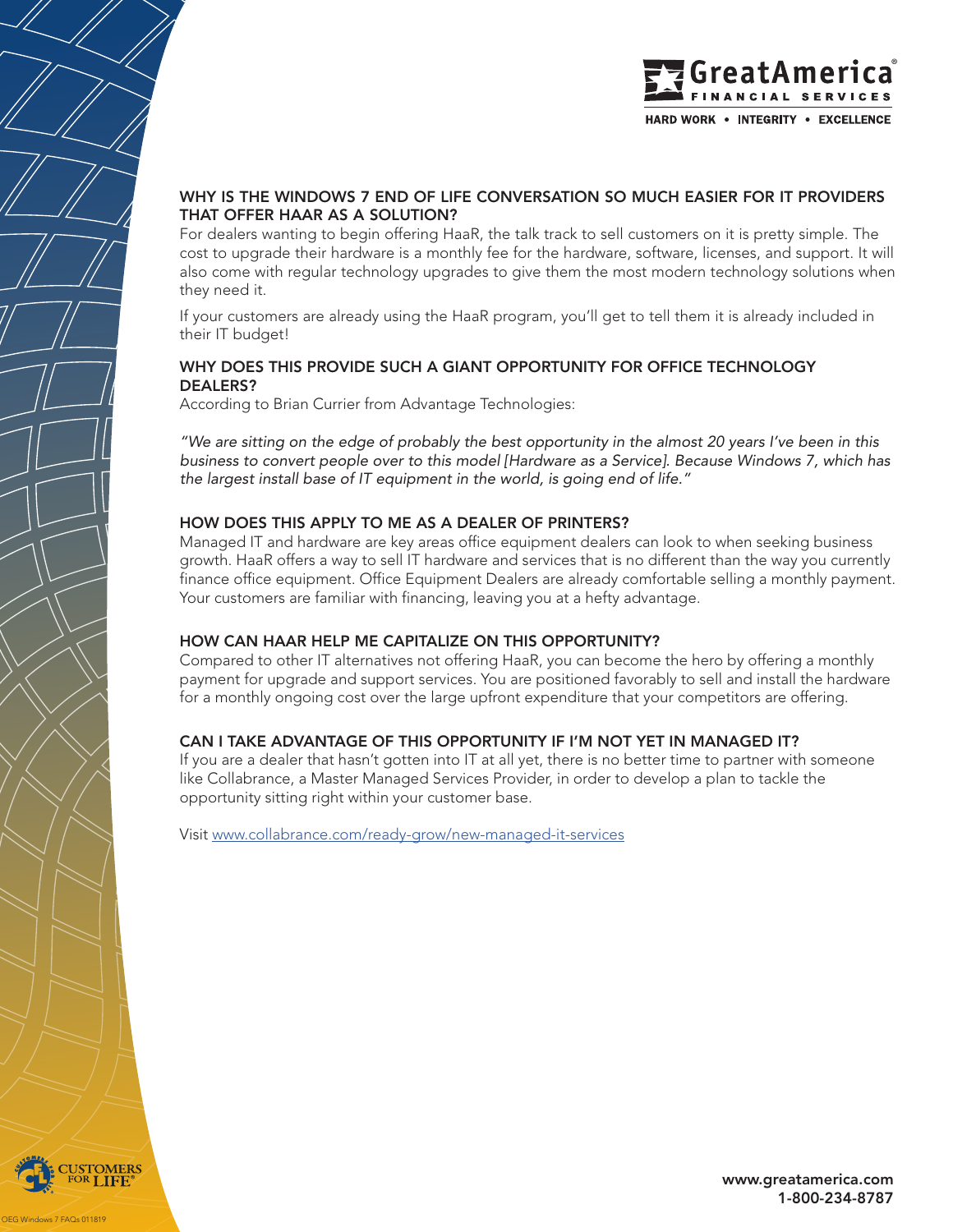## WHY IS THE WINDOWS 7 END OF LIFE CONVERSATION SO MUCH EASIER FOR IT PROVIDERS THAT OFFER HAAR AS A SOLUTION?

For dealers wanting to begin offering HaaR, the talk track to sell customers on it is pretty simple. The cost to upgrade their hardware is a monthly fee for the hardware, software, licenses, and support. It will also come with regular technology upgrades to give them the most modern technology solutions when they need it.

If your customers are already using the HaaR program, you'll get to tell them it is already included in their IT budget!

## WHY DOES THIS PROVIDE SUCH A GIANT OPPORTUNITY FOR OFFICE TECHNOLOGY DEALERS?

According to Brian Currier from Advantage Technologies:

*"We are sitting on the edge of probably the best opportunity in the almost 20 years I've been in this business to convert people over to this model [Hardware as a Service]. Because Windows 7, which has the largest install base of IT equipment in the world, is going end of life."*

## HOW DOES THIS APPLY TO ME AS A DEALER OF PRINTERS?

Managed IT and hardware are key areas office equipment dealers can look to when seeking business growth. HaaR offers a way to sell IT hardware and services that is no different than the way you currently finance office equipment. Office Equipment Dealers are already comfortable selling a monthly payment. Your customers are familiar with financing, leaving you at a hefty advantage.

## HOW CAN HAAR HELP ME CAPITALIZE ON THIS OPPORTUNITY?

Compared to other IT alternatives not offering HaaR, you can become the hero by offering a monthly payment for upgrade and support services. You are positioned favorably to sell and install the hardware for a monthly ongoing cost over the large upfront expenditure that your competitors are offering.

## CAN I TAKE ADVANTAGE OF THIS OPPORTUNITY IF I'M NOT YET IN MANAGED IT?

If you are a dealer that hasn't gotten into IT at all yet, there is no better time to partner with someone like Collabrance, a Master Managed Services Provider, in order to develop a plan to tackle the opportunity sitting right within your customer base.

Visit www.collabrance.com/ready-grow/new-managed-it-services

www.greatamerica.com
1-800-234-8787